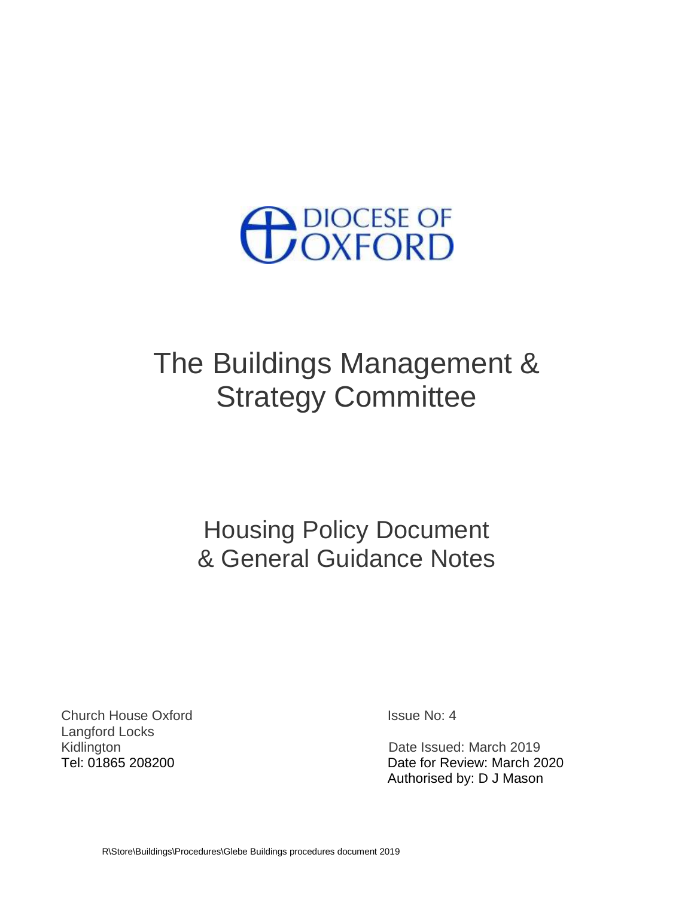DIOCESE OF OXFORD

# The Buildings Management & Strategy Committee

## Housing Policy Document & General Guidance Notes

Church House Oxford
Langford Locks
Kidlington
Tel: 01865 208200

Issue No: 4

Date Issued: March 2019
Date for Review: March 2020
Authorised by: D J Mason

R\Store\Buildings\Procedures\Glebe Buildings procedures document 2019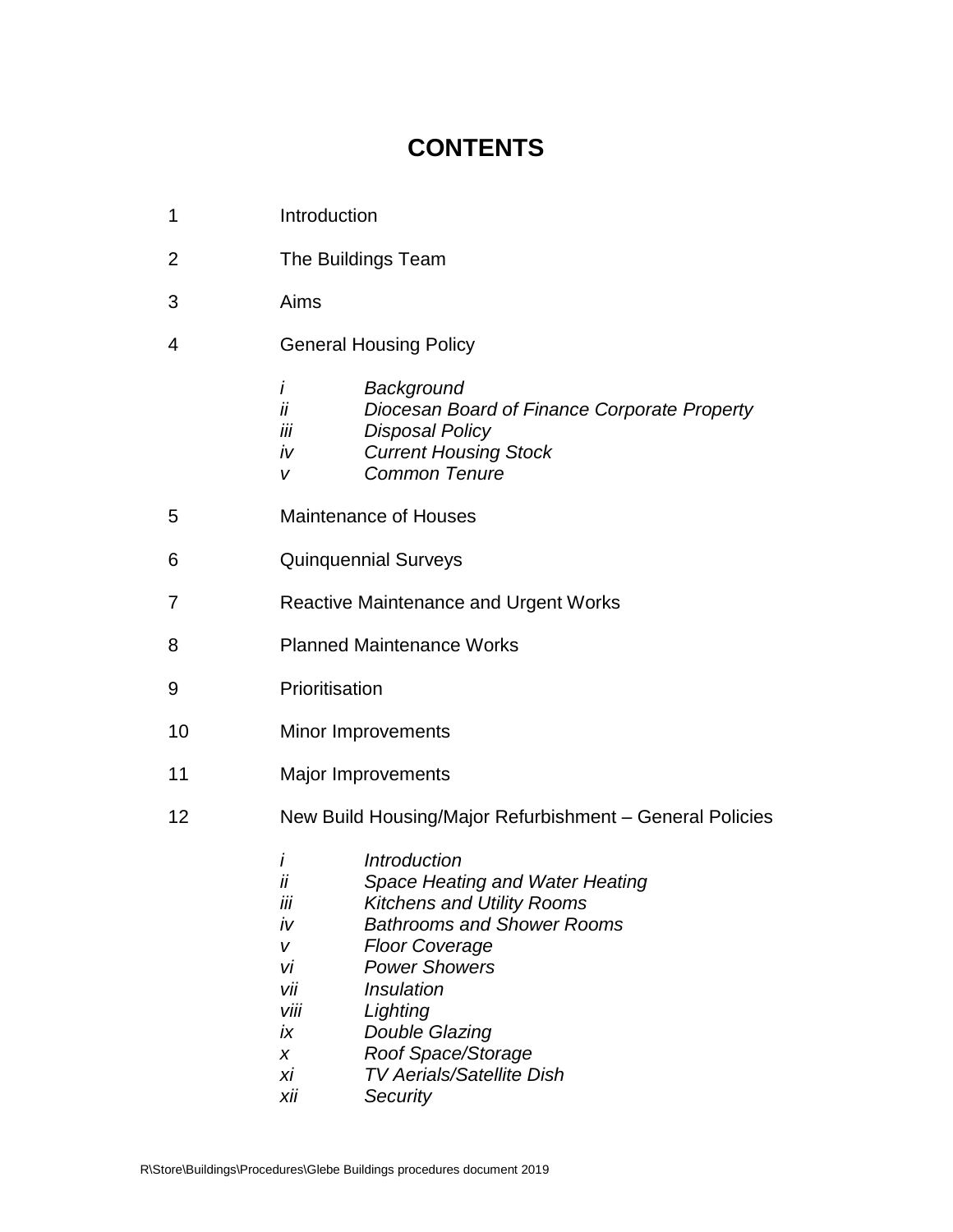# CONTENTS

1 Introduction

2 The Buildings Team

3 Aims

4 General Housing Policy

- *i Background*
- *ii Diocesan Board of Finance Corporate Property*
- *iii Disposal Policy*
- *iv Current Housing Stock*
- *v Common Tenure*

5 Maintenance of Houses

6 Quinquennial Surveys

7 Reactive Maintenance and Urgent Works

8 Planned Maintenance Works

9 Prioritisation

10 Minor Improvements

11 Major Improvements

12 New Build Housing/Major Refurbishment – General Policies

- *i Introduction*
- *ii Space Heating and Water Heating*
- *iii Kitchens and Utility Rooms*
- *iv Bathrooms and Shower Rooms*
- *v Floor Coverage*
- *vi Power Showers*
- *vii Insulation*
- *viii Lighting*
- *ix Double Glazing*
- *x Roof Space/Storage*
- *xi TV Aerials/Satellite Dish*
- *xii Security*

R\Store\Buildings\Procedures\Glebe Buildings procedures document 2019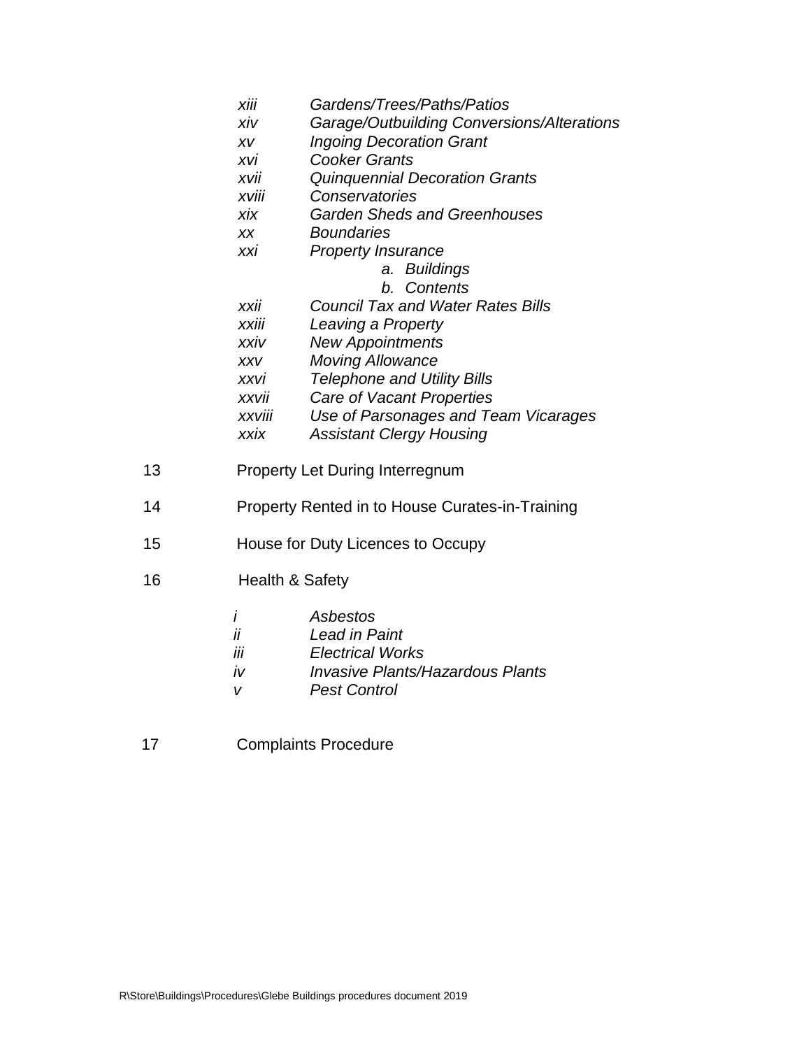*xiii* *Gardens/Trees/Paths/Patios*
*xiv* *Garage/Outbuilding Conversions/Alterations*
*xv* *Ingoing Decoration Grant*
*xvi* *Cooker Grants*
*xvii* *Quinquennial Decoration Grants*
*xviii* *Conservatories*
*xix* *Garden Sheds and Greenhouses*
*xx* *Boundaries*
*xxi* *Property Insurance*
  a. *Buildings*
  b. *Contents*
*xxii* *Council Tax and Water Rates Bills*
*xxiii* *Leaving a Property*
*xxiv* *New Appointments*
*xxv* *Moving Allowance*
*xxvi* *Telephone and Utility Bills*
*xxvii* *Care of Vacant Properties*
*xxviii* *Use of Parsonages and Team Vicarages*
*xxix* *Assistant Clergy Housing*

13 Property Let During Interregnum

14 Property Rented in to House Curates-in-Training

15 House for Duty Licences to Occupy

16 Health & Safety

*i* *Asbestos*
*ii* *Lead in Paint*
*iii* *Electrical Works*
*iv* *Invasive Plants/Hazardous Plants*
*v* *Pest Control*

17 Complaints Procedure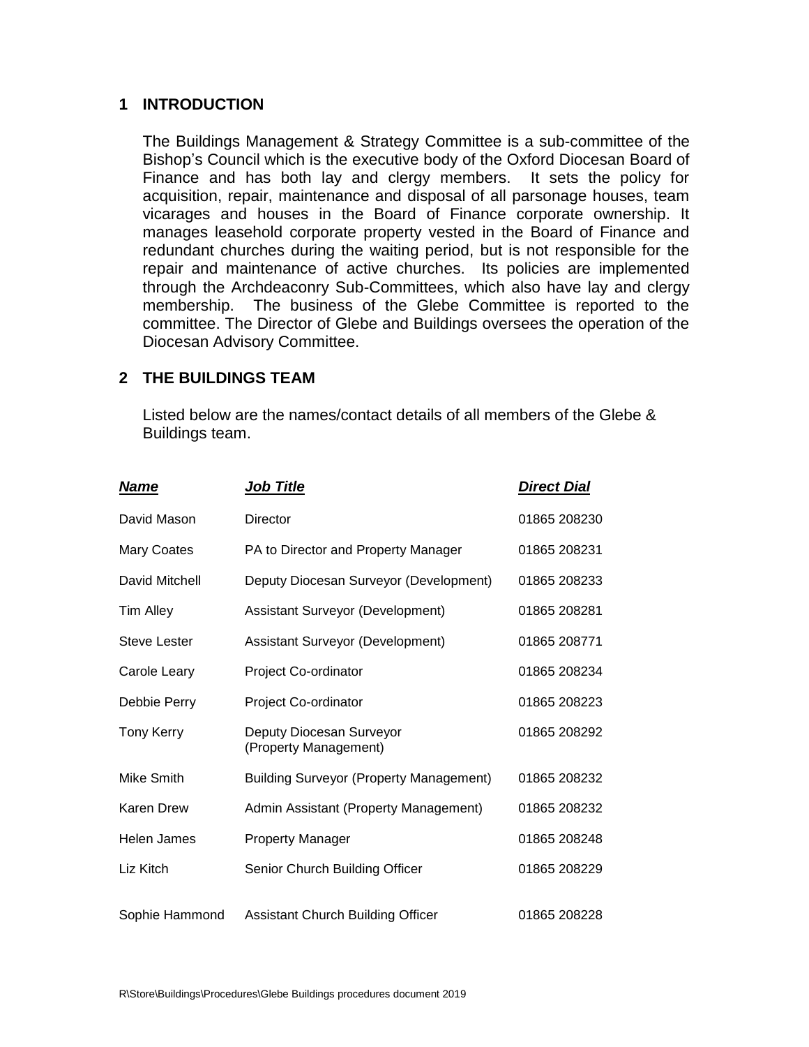## 1 INTRODUCTION

The Buildings Management & Strategy Committee is a sub-committee of the Bishop's Council which is the executive body of the Oxford Diocesan Board of Finance and has both lay and clergy members. It sets the policy for acquisition, repair, maintenance and disposal of all parsonage houses, team vicarages and houses in the Board of Finance corporate ownership. It manages leasehold corporate property vested in the Board of Finance and redundant churches during the waiting period, but is not responsible for the repair and maintenance of active churches. Its policies are implemented through the Archdeaconry Sub-Committees, which also have lay and clergy membership. The business of the Glebe Committee is reported to the committee. The Director of Glebe and Buildings oversees the operation of the Diocesan Advisory Committee.

## 2 THE BUILDINGS TEAM

Listed below are the names/contact details of all members of the Glebe & Buildings team.

| ***Name*** | ***Job Title*** | ***Direct Dial*** |
|---|---|---|
| David Mason | Director | 01865 208230 |
| Mary Coates | PA to Director and Property Manager | 01865 208231 |
| David Mitchell | Deputy Diocesan Surveyor (Development) | 01865 208233 |
| Tim Alley | Assistant Surveyor (Development) | 01865 208281 |
| Steve Lester | Assistant Surveyor (Development) | 01865 208771 |
| Carole Leary | Project Co-ordinator | 01865 208234 |
| Debbie Perry | Project Co-ordinator | 01865 208223 |
| Tony Kerry | Deputy Diocesan Surveyor (Property Management) | 01865 208292 |
| Mike Smith | Building Surveyor (Property Management) | 01865 208232 |
| Karen Drew | Admin Assistant (Property Management) | 01865 208232 |
| Helen James | Property Manager | 01865 208248 |
| Liz Kitch | Senior Church Building Officer | 01865 208229 |
| Sophie Hammond | Assistant Church Building Officer | 01865 208228 |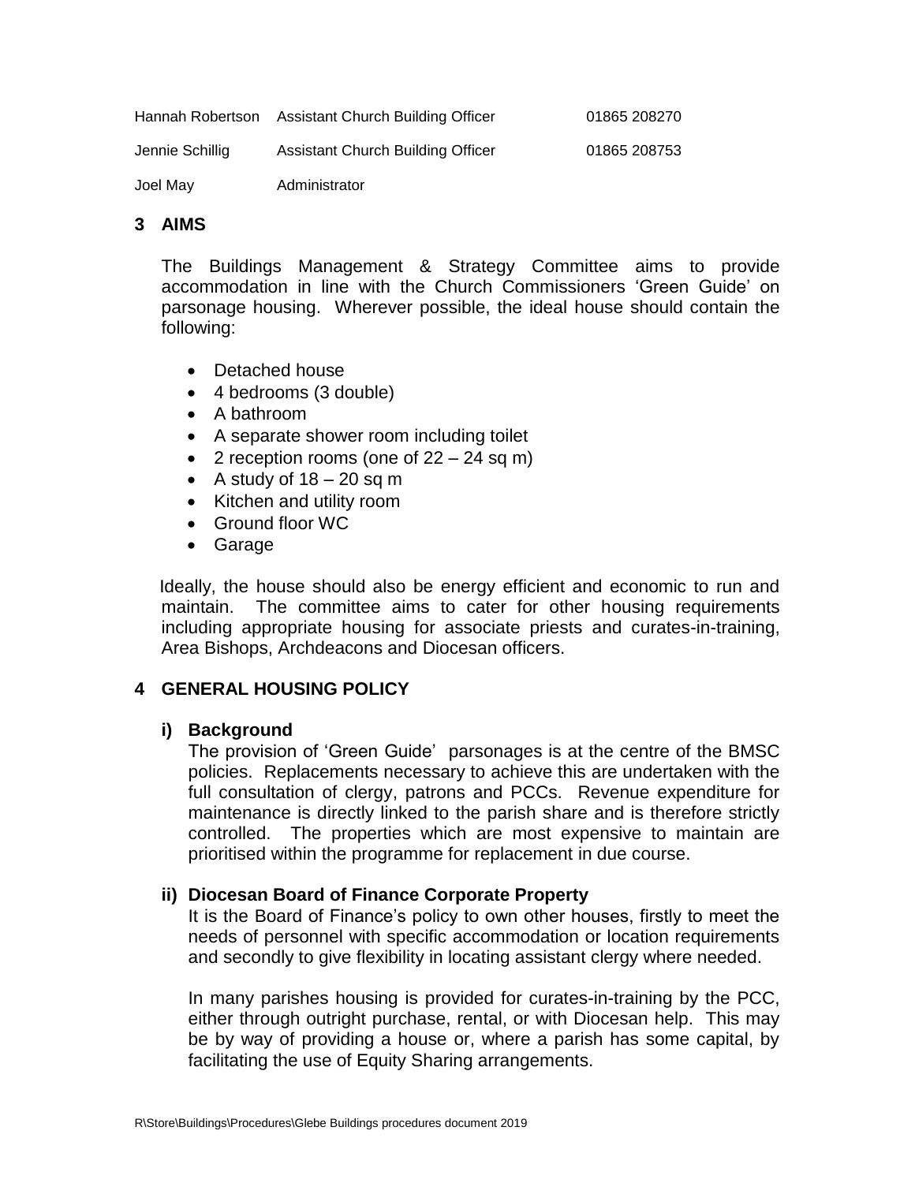| | | |
|---|---|---|
| Hannah Robertson | Assistant Church Building Officer | 01865 208270 |
| Jennie Schillig | Assistant Church Building Officer | 01865 208753 |
| Joel May | Administrator | |

## 3 AIMS

The Buildings Management & Strategy Committee aims to provide accommodation in line with the Church Commissioners 'Green Guide' on parsonage housing. Wherever possible, the ideal house should contain the following:

- Detached house
- 4 bedrooms (3 double)
- A bathroom
- A separate shower room including toilet
- 2 reception rooms (one of 22 – 24 sq m)
- A study of 18 – 20 sq m
- Kitchen and utility room
- Ground floor WC
- Garage

Ideally, the house should also be energy efficient and economic to run and maintain. The committee aims to cater for other housing requirements including appropriate housing for associate priests and curates-in-training, Area Bishops, Archdeacons and Diocesan officers.

## 4 GENERAL HOUSING POLICY

### i) Background

The provision of 'Green Guide' parsonages is at the centre of the BMSC policies. Replacements necessary to achieve this are undertaken with the full consultation of clergy, patrons and PCCs. Revenue expenditure for maintenance is directly linked to the parish share and is therefore strictly controlled. The properties which are most expensive to maintain are prioritised within the programme for replacement in due course.

### ii) Diocesan Board of Finance Corporate Property

It is the Board of Finance's policy to own other houses, firstly to meet the needs of personnel with specific accommodation or location requirements and secondly to give flexibility in locating assistant clergy where needed.

In many parishes housing is provided for curates-in-training by the PCC, either through outright purchase, rental, or with Diocesan help. This may be by way of providing a house or, where a parish has some capital, by facilitating the use of Equity Sharing arrangements.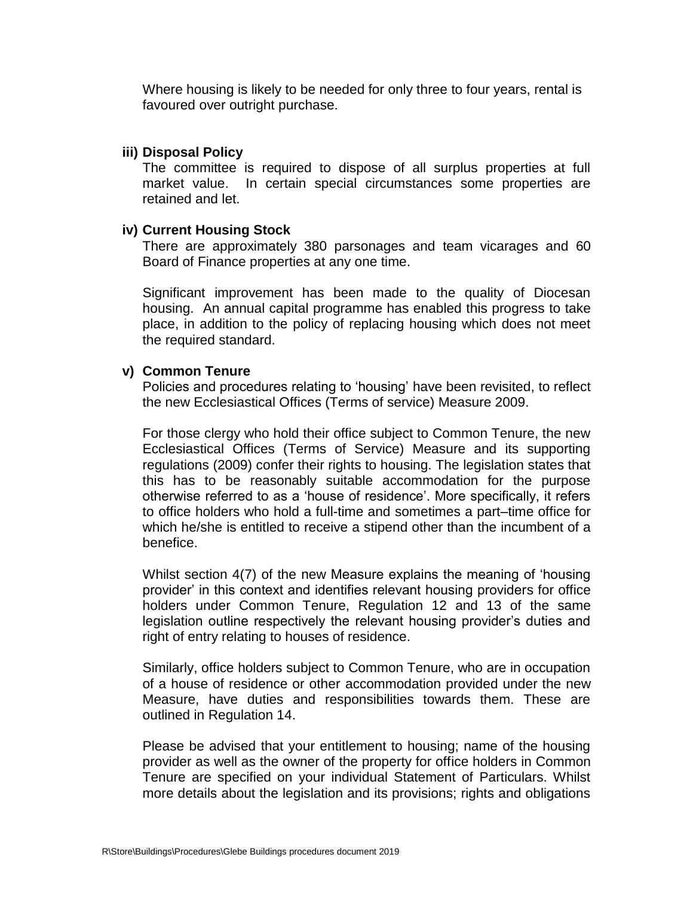Where housing is likely to be needed for only three to four years, rental is favoured over outright purchase.

### iii) Disposal Policy

The committee is required to dispose of all surplus properties at full market value. In certain special circumstances some properties are retained and let.

### iv) Current Housing Stock

There are approximately 380 parsonages and team vicarages and 60 Board of Finance properties at any one time.

Significant improvement has been made to the quality of Diocesan housing. An annual capital programme has enabled this progress to take place, in addition to the policy of replacing housing which does not meet the required standard.

### v) Common Tenure

Policies and procedures relating to 'housing' have been revisited, to reflect the new Ecclesiastical Offices (Terms of service) Measure 2009.

For those clergy who hold their office subject to Common Tenure, the new Ecclesiastical Offices (Terms of Service) Measure and its supporting regulations (2009) confer their rights to housing. The legislation states that this has to be reasonably suitable accommodation for the purpose otherwise referred to as a 'house of residence'. More specifically, it refers to office holders who hold a full-time and sometimes a part–time office for which he/she is entitled to receive a stipend other than the incumbent of a benefice.

Whilst section 4(7) of the new Measure explains the meaning of 'housing provider' in this context and identifies relevant housing providers for office holders under Common Tenure, Regulation 12 and 13 of the same legislation outline respectively the relevant housing provider's duties and right of entry relating to houses of residence.

Similarly, office holders subject to Common Tenure, who are in occupation of a house of residence or other accommodation provided under the new Measure, have duties and responsibilities towards them. These are outlined in Regulation 14.

Please be advised that your entitlement to housing; name of the housing provider as well as the owner of the property for office holders in Common Tenure are specified on your individual Statement of Particulars. Whilst more details about the legislation and its provisions; rights and obligations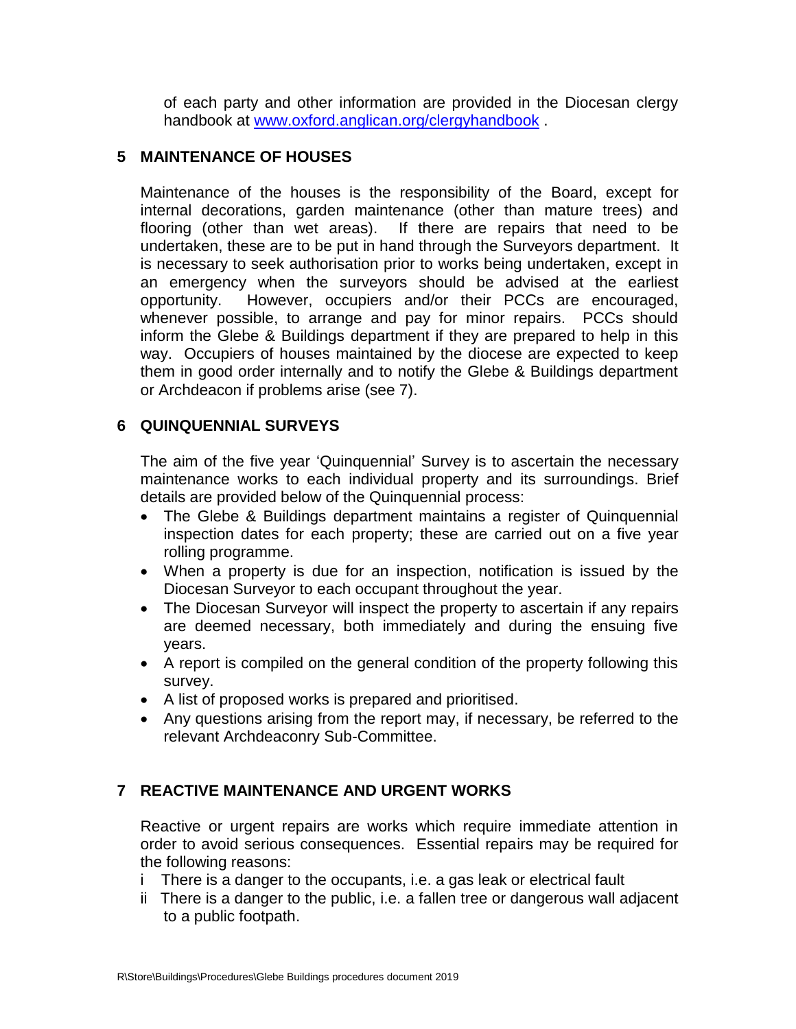of each party and other information are provided in the Diocesan clergy handbook at [www.oxford.anglican.org/clergyhandbook](http://www.oxford.anglican.org/clergyhandbook) .

## 5 MAINTENANCE OF HOUSES

Maintenance of the houses is the responsibility of the Board, except for internal decorations, garden maintenance (other than mature trees) and flooring (other than wet areas). If there are repairs that need to be undertaken, these are to be put in hand through the Surveyors department. It is necessary to seek authorisation prior to works being undertaken, except in an emergency when the surveyors should be advised at the earliest opportunity. However, occupiers and/or their PCCs are encouraged, whenever possible, to arrange and pay for minor repairs. PCCs should inform the Glebe & Buildings department if they are prepared to help in this way. Occupiers of houses maintained by the diocese are expected to keep them in good order internally and to notify the Glebe & Buildings department or Archdeacon if problems arise (see 7).

## 6 QUINQUENNIAL SURVEYS

The aim of the five year 'Quinquennial' Survey is to ascertain the necessary maintenance works to each individual property and its surroundings. Brief details are provided below of the Quinquennial process:

- The Glebe & Buildings department maintains a register of Quinquennial inspection dates for each property; these are carried out on a five year rolling programme.
- When a property is due for an inspection, notification is issued by the Diocesan Surveyor to each occupant throughout the year.
- The Diocesan Surveyor will inspect the property to ascertain if any repairs are deemed necessary, both immediately and during the ensuing five years.
- A report is compiled on the general condition of the property following this survey.
- A list of proposed works is prepared and prioritised.
- Any questions arising from the report may, if necessary, be referred to the relevant Archdeaconry Sub-Committee.

## 7 REACTIVE MAINTENANCE AND URGENT WORKS

Reactive or urgent repairs are works which require immediate attention in order to avoid serious consequences. Essential repairs may be required for the following reasons:

i There is a danger to the occupants, i.e. a gas leak or electrical fault

ii There is a danger to the public, i.e. a fallen tree or dangerous wall adjacent to a public footpath.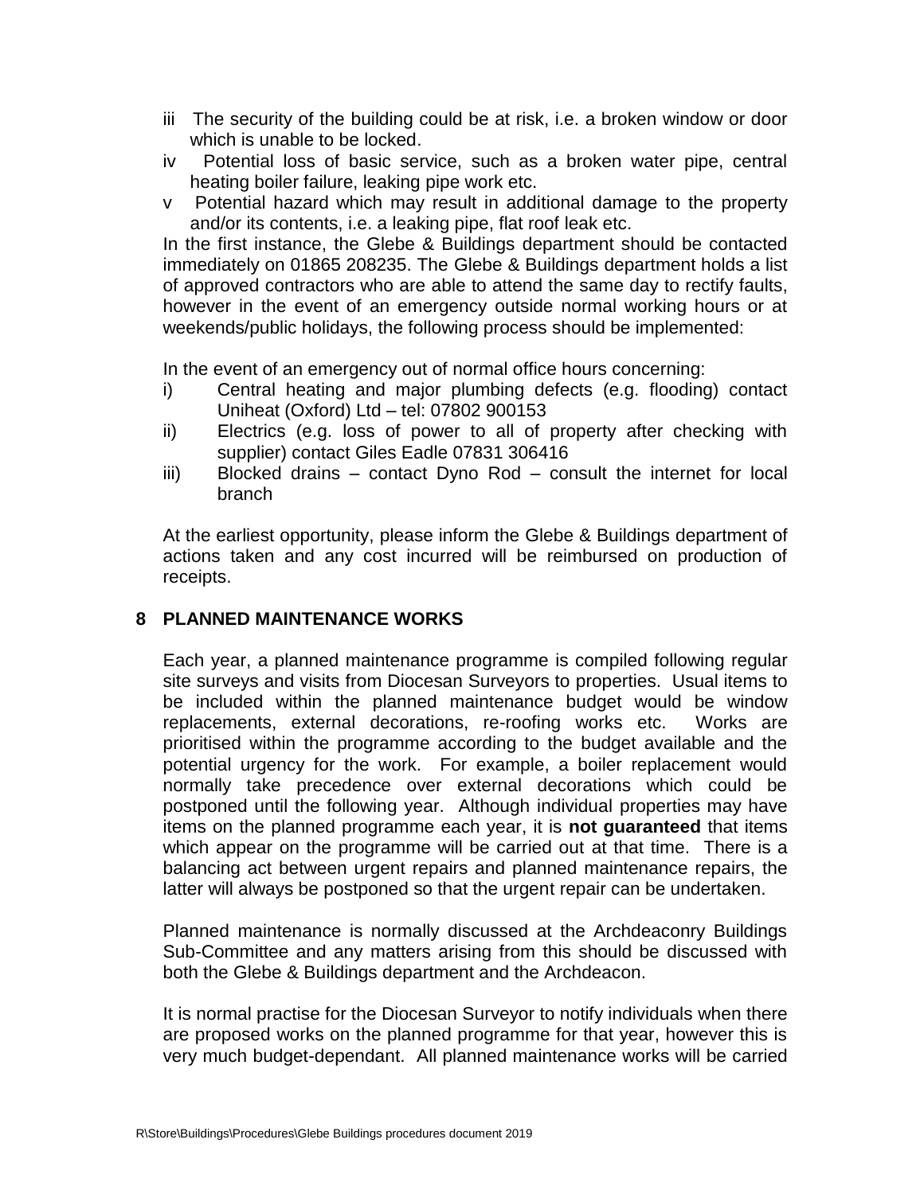iii The security of the building could be at risk, i.e. a broken window or door which is unable to be locked.

iv Potential loss of basic service, such as a broken water pipe, central heating boiler failure, leaking pipe work etc.

v Potential hazard which may result in additional damage to the property and/or its contents, i.e. a leaking pipe, flat roof leak etc.

In the first instance, the Glebe & Buildings department should be contacted immediately on 01865 208235. The Glebe & Buildings department holds a list of approved contractors who are able to attend the same day to rectify faults, however in the event of an emergency outside normal working hours or at weekends/public holidays, the following process should be implemented:

In the event of an emergency out of normal office hours concerning:

i) Central heating and major plumbing defects (e.g. flooding) contact Uniheat (Oxford) Ltd – tel: 07802 900153

ii) Electrics (e.g. loss of power to all of property after checking with supplier) contact Giles Eadle 07831 306416

iii) Blocked drains – contact Dyno Rod – consult the internet for local branch

At the earliest opportunity, please inform the Glebe & Buildings department of actions taken and any cost incurred will be reimbursed on production of receipts.

## 8 PLANNED MAINTENANCE WORKS

Each year, a planned maintenance programme is compiled following regular site surveys and visits from Diocesan Surveyors to properties. Usual items to be included within the planned maintenance budget would be window replacements, external decorations, re-roofing works etc. Works are prioritised within the programme according to the budget available and the potential urgency for the work. For example, a boiler replacement would normally take precedence over external decorations which could be postponed until the following year. Although individual properties may have items on the planned programme each year, it is **not guaranteed** that items which appear on the programme will be carried out at that time. There is a balancing act between urgent repairs and planned maintenance repairs, the latter will always be postponed so that the urgent repair can be undertaken.

Planned maintenance is normally discussed at the Archdeaconry Buildings Sub-Committee and any matters arising from this should be discussed with both the Glebe & Buildings department and the Archdeacon.

It is normal practise for the Diocesan Surveyor to notify individuals when there are proposed works on the planned programme for that year, however this is very much budget-dependant. All planned maintenance works will be carried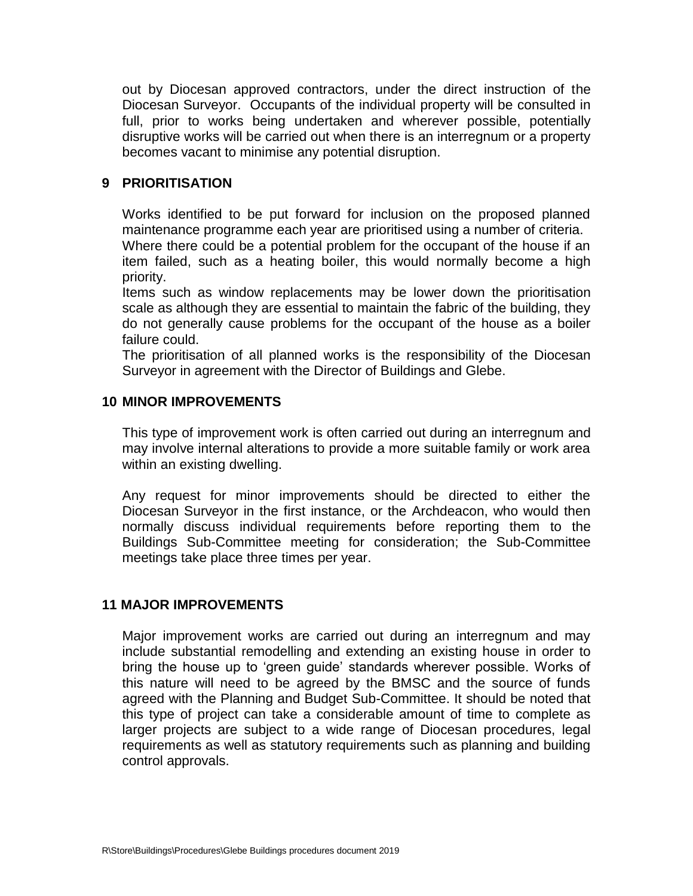out by Diocesan approved contractors, under the direct instruction of the Diocesan Surveyor. Occupants of the individual property will be consulted in full, prior to works being undertaken and wherever possible, potentially disruptive works will be carried out when there is an interregnum or a property becomes vacant to minimise any potential disruption.

## 9 PRIORITISATION

Works identified to be put forward for inclusion on the proposed planned maintenance programme each year are prioritised using a number of criteria.
Where there could be a potential problem for the occupant of the house if an item failed, such as a heating boiler, this would normally become a high priority.
Items such as window replacements may be lower down the prioritisation scale as although they are essential to maintain the fabric of the building, they do not generally cause problems for the occupant of the house as a boiler failure could.
The prioritisation of all planned works is the responsibility of the Diocesan Surveyor in agreement with the Director of Buildings and Glebe.

## 10 MINOR IMPROVEMENTS

This type of improvement work is often carried out during an interregnum and may involve internal alterations to provide a more suitable family or work area within an existing dwelling.

Any request for minor improvements should be directed to either the Diocesan Surveyor in the first instance, or the Archdeacon, who would then normally discuss individual requirements before reporting them to the Buildings Sub-Committee meeting for consideration; the Sub-Committee meetings take place three times per year.

## 11 MAJOR IMPROVEMENTS

Major improvement works are carried out during an interregnum and may include substantial remodelling and extending an existing house in order to bring the house up to 'green guide' standards wherever possible. Works of this nature will need to be agreed by the BMSC and the source of funds agreed with the Planning and Budget Sub-Committee. It should be noted that this type of project can take a considerable amount of time to complete as larger projects are subject to a wide range of Diocesan procedures, legal requirements as well as statutory requirements such as planning and building control approvals.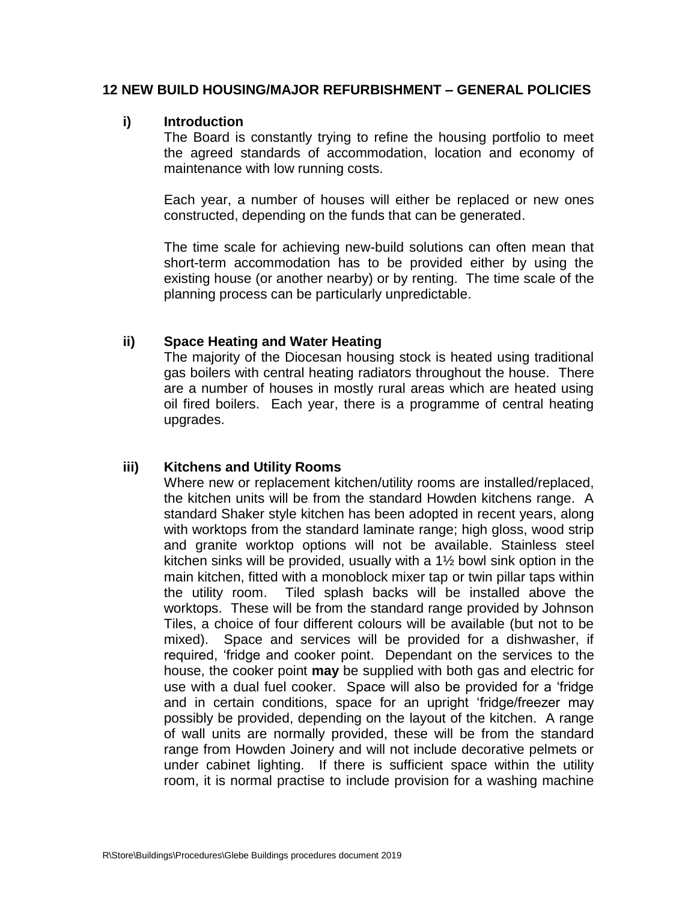## 12 NEW BUILD HOUSING/MAJOR REFURBISHMENT – GENERAL POLICIES

### i) Introduction

The Board is constantly trying to refine the housing portfolio to meet the agreed standards of accommodation, location and economy of maintenance with low running costs.

Each year, a number of houses will either be replaced or new ones constructed, depending on the funds that can be generated.

The time scale for achieving new-build solutions can often mean that short-term accommodation has to be provided either by using the existing house (or another nearby) or by renting. The time scale of the planning process can be particularly unpredictable.

### ii) Space Heating and Water Heating

The majority of the Diocesan housing stock is heated using traditional gas boilers with central heating radiators throughout the house. There are a number of houses in mostly rural areas which are heated using oil fired boilers. Each year, there is a programme of central heating upgrades.

### iii) Kitchens and Utility Rooms

Where new or replacement kitchen/utility rooms are installed/replaced, the kitchen units will be from the standard Howden kitchens range. A standard Shaker style kitchen has been adopted in recent years, along with worktops from the standard laminate range; high gloss, wood strip and granite worktop options will not be available. Stainless steel kitchen sinks will be provided, usually with a 1½ bowl sink option in the main kitchen, fitted with a monoblock mixer tap or twin pillar taps within the utility room. Tiled splash backs will be installed above the worktops. These will be from the standard range provided by Johnson Tiles, a choice of four different colours will be available (but not to be mixed). Space and services will be provided for a dishwasher, if required, 'fridge and cooker point. Dependant on the services to the house, the cooker point **may** be supplied with both gas and electric for use with a dual fuel cooker. Space will also be provided for a 'fridge and in certain conditions, space for an upright 'fridge/freezer may possibly be provided, depending on the layout of the kitchen. A range of wall units are normally provided, these will be from the standard range from Howden Joinery and will not include decorative pelmets or under cabinet lighting. If there is sufficient space within the utility room, it is normal practise to include provision for a washing machine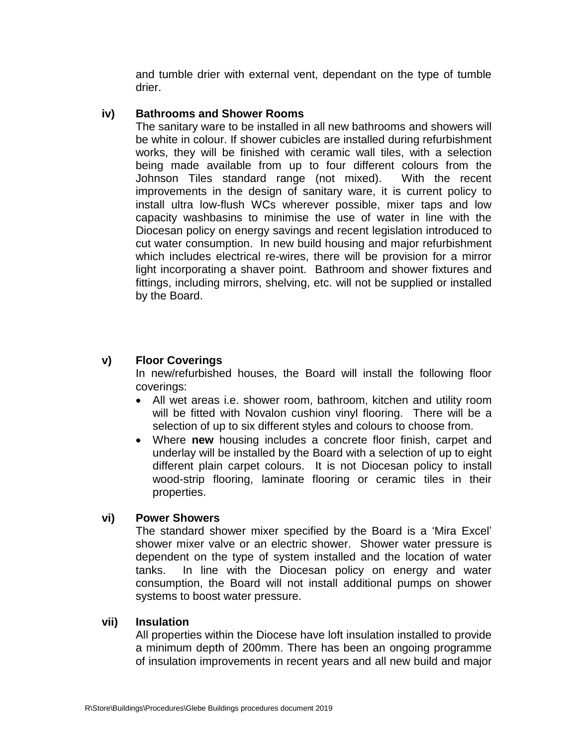and tumble drier with external vent, dependant on the type of tumble drier.

**iv) Bathrooms and Shower Rooms**

The sanitary ware to be installed in all new bathrooms and showers will be white in colour. If shower cubicles are installed during refurbishment works, they will be finished with ceramic wall tiles, with a selection being made available from up to four different colours from the Johnson Tiles standard range (not mixed). With the recent improvements in the design of sanitary ware, it is current policy to install ultra low-flush WCs wherever possible, mixer taps and low capacity washbasins to minimise the use of water in line with the Diocesan policy on energy savings and recent legislation introduced to cut water consumption. In new build housing and major refurbishment which includes electrical re-wires, there will be provision for a mirror light incorporating a shaver point. Bathroom and shower fixtures and fittings, including mirrors, shelving, etc. will not be supplied or installed by the Board.

**v) Floor Coverings**

In new/refurbished houses, the Board will install the following floor coverings:

- All wet areas i.e. shower room, bathroom, kitchen and utility room will be fitted with Novalon cushion vinyl flooring. There will be a selection of up to six different styles and colours to choose from.
- Where **new** housing includes a concrete floor finish, carpet and underlay will be installed by the Board with a selection of up to eight different plain carpet colours. It is not Diocesan policy to install wood-strip flooring, laminate flooring or ceramic tiles in their properties.

**vi) Power Showers**

The standard shower mixer specified by the Board is a 'Mira Excel' shower mixer valve or an electric shower. Shower water pressure is dependent on the type of system installed and the location of water tanks. In line with the Diocesan policy on energy and water consumption, the Board will not install additional pumps on shower systems to boost water pressure.

**vii) Insulation**

All properties within the Diocese have loft insulation installed to provide a minimum depth of 200mm. There has been an ongoing programme of insulation improvements in recent years and all new build and major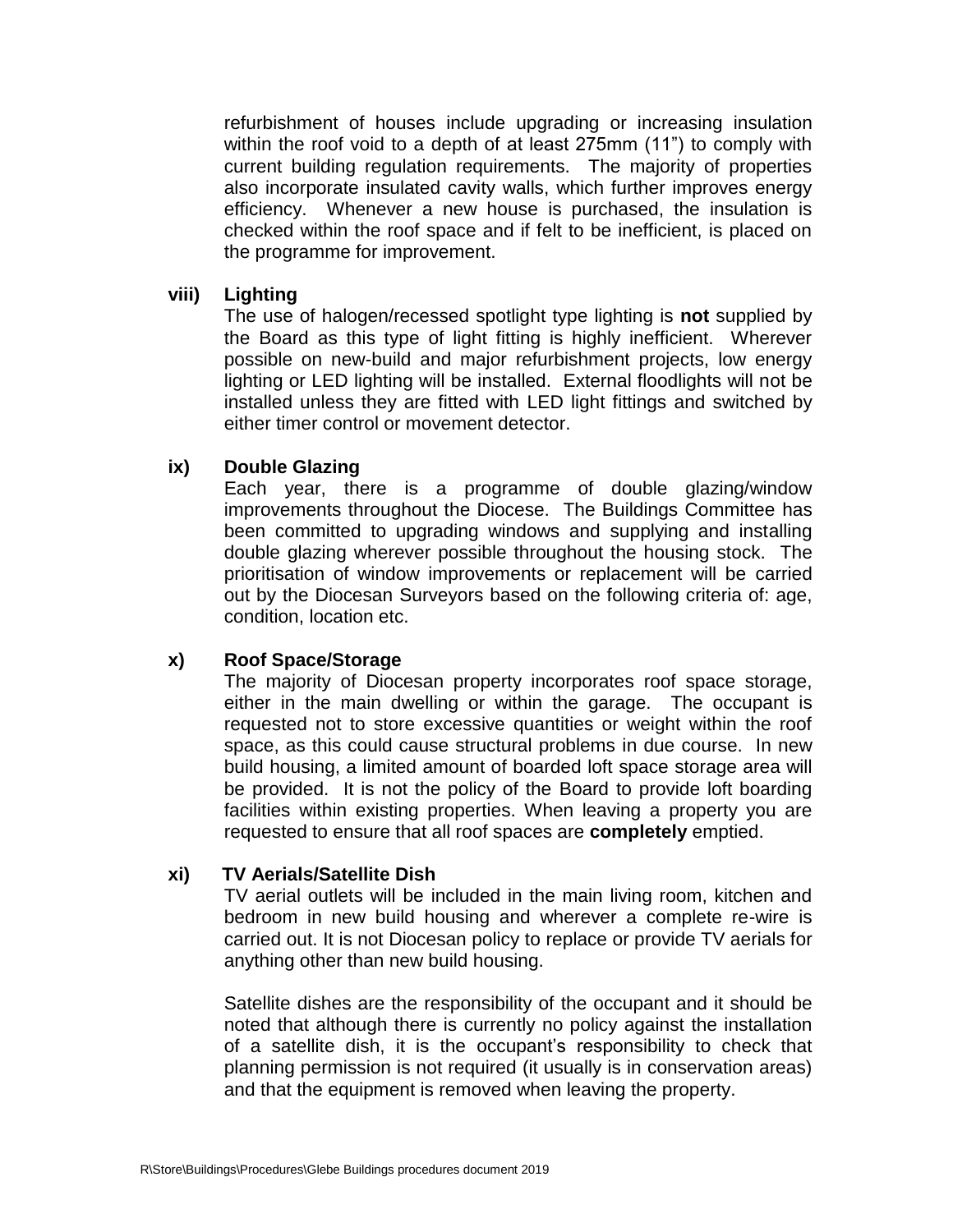refurbishment of houses include upgrading or increasing insulation within the roof void to a depth of at least 275mm (11") to comply with current building regulation requirements. The majority of properties also incorporate insulated cavity walls, which further improves energy efficiency. Whenever a new house is purchased, the insulation is checked within the roof space and if felt to be inefficient, is placed on the programme for improvement.

**viii) Lighting**

The use of halogen/recessed spotlight type lighting is **not** supplied by the Board as this type of light fitting is highly inefficient. Wherever possible on new-build and major refurbishment projects, low energy lighting or LED lighting will be installed. External floodlights will not be installed unless they are fitted with LED light fittings and switched by either timer control or movement detector.

**ix) Double Glazing**

Each year, there is a programme of double glazing/window improvements throughout the Diocese. The Buildings Committee has been committed to upgrading windows and supplying and installing double glazing wherever possible throughout the housing stock. The prioritisation of window improvements or replacement will be carried out by the Diocesan Surveyors based on the following criteria of: age, condition, location etc.

**x) Roof Space/Storage**

The majority of Diocesan property incorporates roof space storage, either in the main dwelling or within the garage. The occupant is requested not to store excessive quantities or weight within the roof space, as this could cause structural problems in due course. In new build housing, a limited amount of boarded loft space storage area will be provided. It is not the policy of the Board to provide loft boarding facilities within existing properties. When leaving a property you are requested to ensure that all roof spaces are **completely** emptied.

**xi) TV Aerials/Satellite Dish**

TV aerial outlets will be included in the main living room, kitchen and bedroom in new build housing and wherever a complete re-wire is carried out. It is not Diocesan policy to replace or provide TV aerials for anything other than new build housing.

Satellite dishes are the responsibility of the occupant and it should be noted that although there is currently no policy against the installation of a satellite dish, it is the occupant's responsibility to check that planning permission is not required (it usually is in conservation areas) and that the equipment is removed when leaving the property.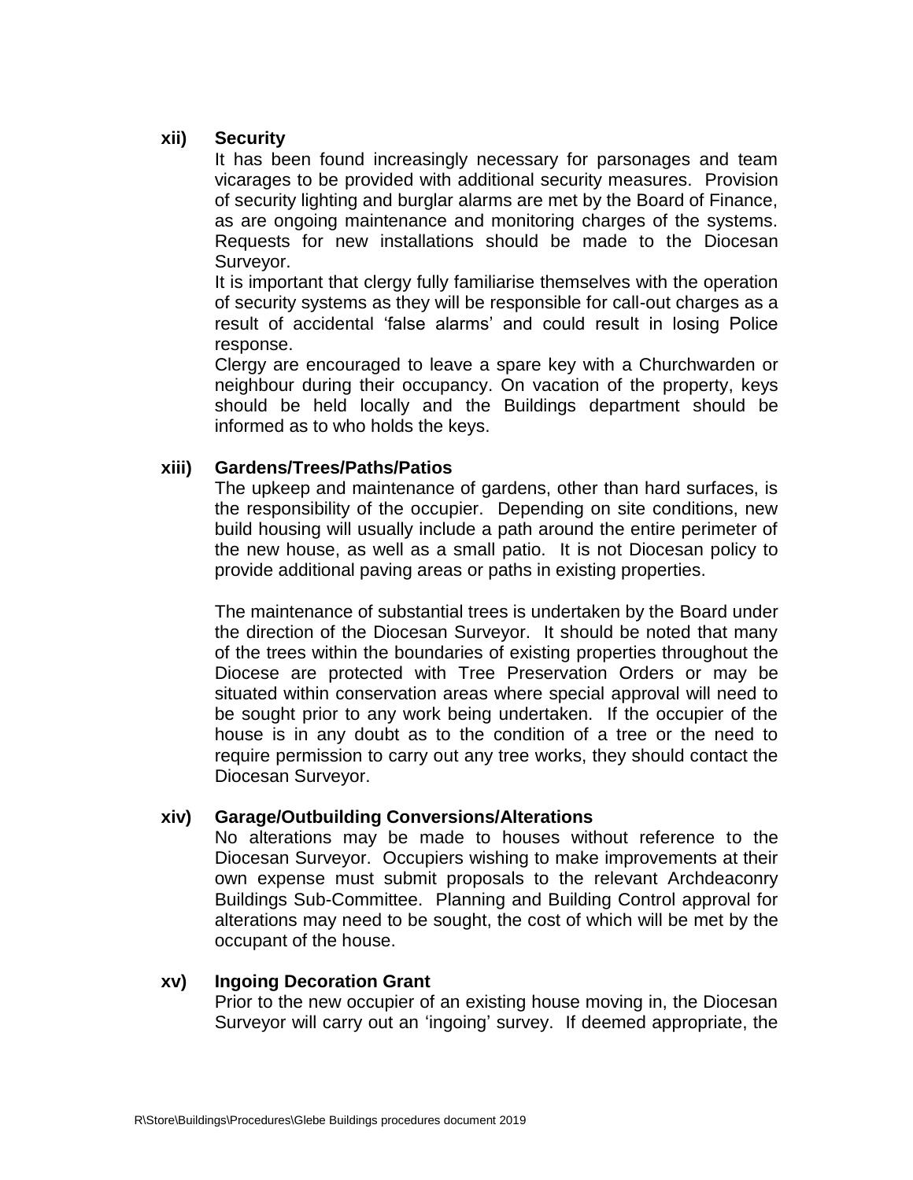**xii) Security**

It has been found increasingly necessary for parsonages and team vicarages to be provided with additional security measures. Provision of security lighting and burglar alarms are met by the Board of Finance, as are ongoing maintenance and monitoring charges of the systems. Requests for new installations should be made to the Diocesan Surveyor.

It is important that clergy fully familiarise themselves with the operation of security systems as they will be responsible for call-out charges as a result of accidental 'false alarms' and could result in losing Police response.

Clergy are encouraged to leave a spare key with a Churchwarden or neighbour during their occupancy. On vacation of the property, keys should be held locally and the Buildings department should be informed as to who holds the keys.

**xiii) Gardens/Trees/Paths/Patios**

The upkeep and maintenance of gardens, other than hard surfaces, is the responsibility of the occupier. Depending on site conditions, new build housing will usually include a path around the entire perimeter of the new house, as well as a small patio. It is not Diocesan policy to provide additional paving areas or paths in existing properties.

The maintenance of substantial trees is undertaken by the Board under the direction of the Diocesan Surveyor. It should be noted that many of the trees within the boundaries of existing properties throughout the Diocese are protected with Tree Preservation Orders or may be situated within conservation areas where special approval will need to be sought prior to any work being undertaken. If the occupier of the house is in any doubt as to the condition of a tree or the need to require permission to carry out any tree works, they should contact the Diocesan Surveyor.

**xiv) Garage/Outbuilding Conversions/Alterations**

No alterations may be made to houses without reference to the Diocesan Surveyor. Occupiers wishing to make improvements at their own expense must submit proposals to the relevant Archdeaconry Buildings Sub-Committee. Planning and Building Control approval for alterations may need to be sought, the cost of which will be met by the occupant of the house.

**xv) Ingoing Decoration Grant**

Prior to the new occupier of an existing house moving in, the Diocesan Surveyor will carry out an 'ingoing' survey. If deemed appropriate, the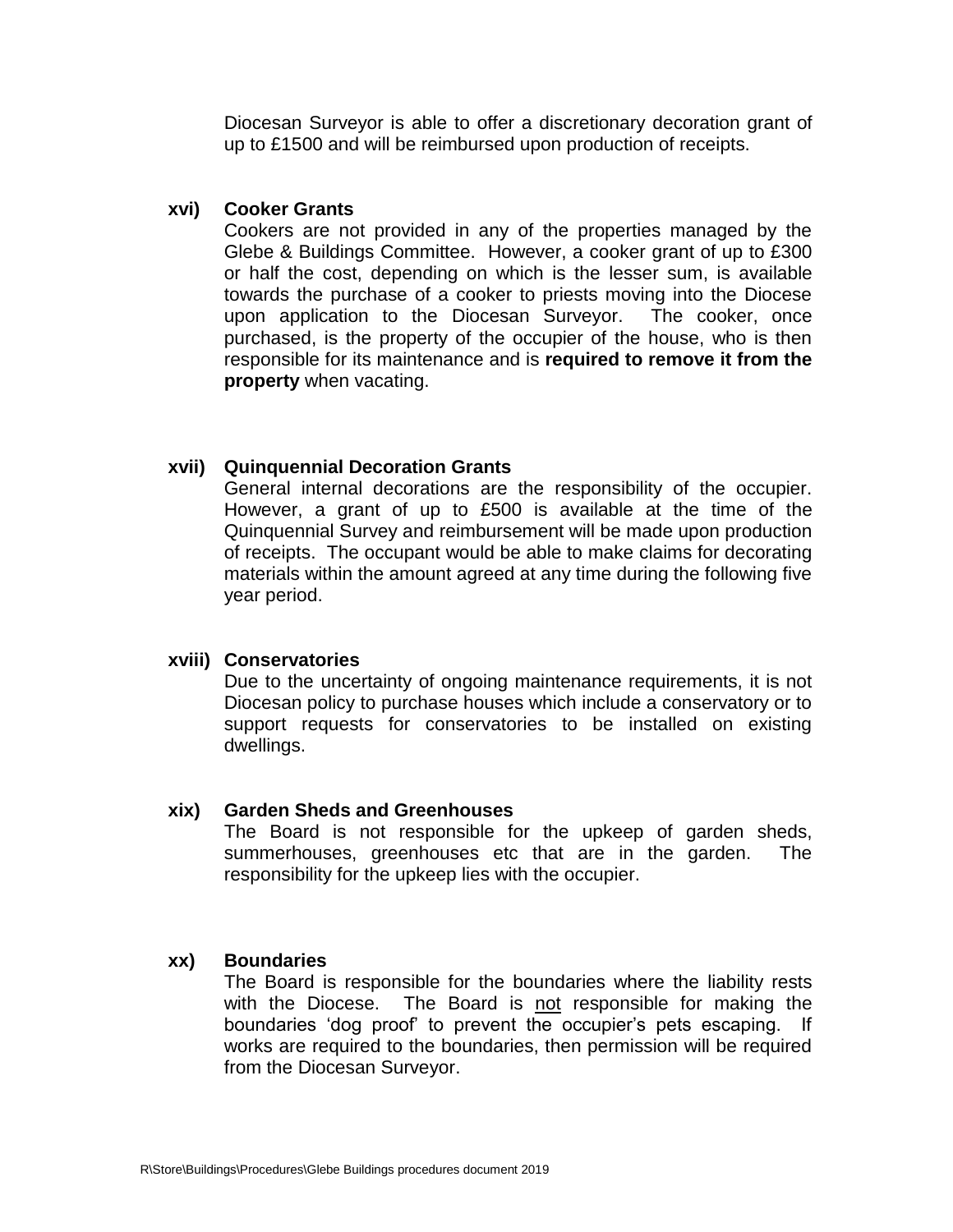Diocesan Surveyor is able to offer a discretionary decoration grant of up to £1500 and will be reimbursed upon production of receipts.

**xvi) Cooker Grants**

Cookers are not provided in any of the properties managed by the Glebe & Buildings Committee. However, a cooker grant of up to £300 or half the cost, depending on which is the lesser sum, is available towards the purchase of a cooker to priests moving into the Diocese upon application to the Diocesan Surveyor. The cooker, once purchased, is the property of the occupier of the house, who is then responsible for its maintenance and is **required to remove it from the property** when vacating.

**xvii) Quinquennial Decoration Grants**

General internal decorations are the responsibility of the occupier. However, a grant of up to £500 is available at the time of the Quinquennial Survey and reimbursement will be made upon production of receipts. The occupant would be able to make claims for decorating materials within the amount agreed at any time during the following five year period.

**xviii) Conservatories**

Due to the uncertainty of ongoing maintenance requirements, it is not Diocesan policy to purchase houses which include a conservatory or to support requests for conservatories to be installed on existing dwellings.

**xix) Garden Sheds and Greenhouses**

The Board is not responsible for the upkeep of garden sheds, summerhouses, greenhouses etc that are in the garden. The responsibility for the upkeep lies with the occupier.

**xx) Boundaries**

The Board is responsible for the boundaries where the liability rests with the Diocese. The Board is <u>not</u> responsible for making the boundaries 'dog proof' to prevent the occupier's pets escaping. If works are required to the boundaries, then permission will be required from the Diocesan Surveyor.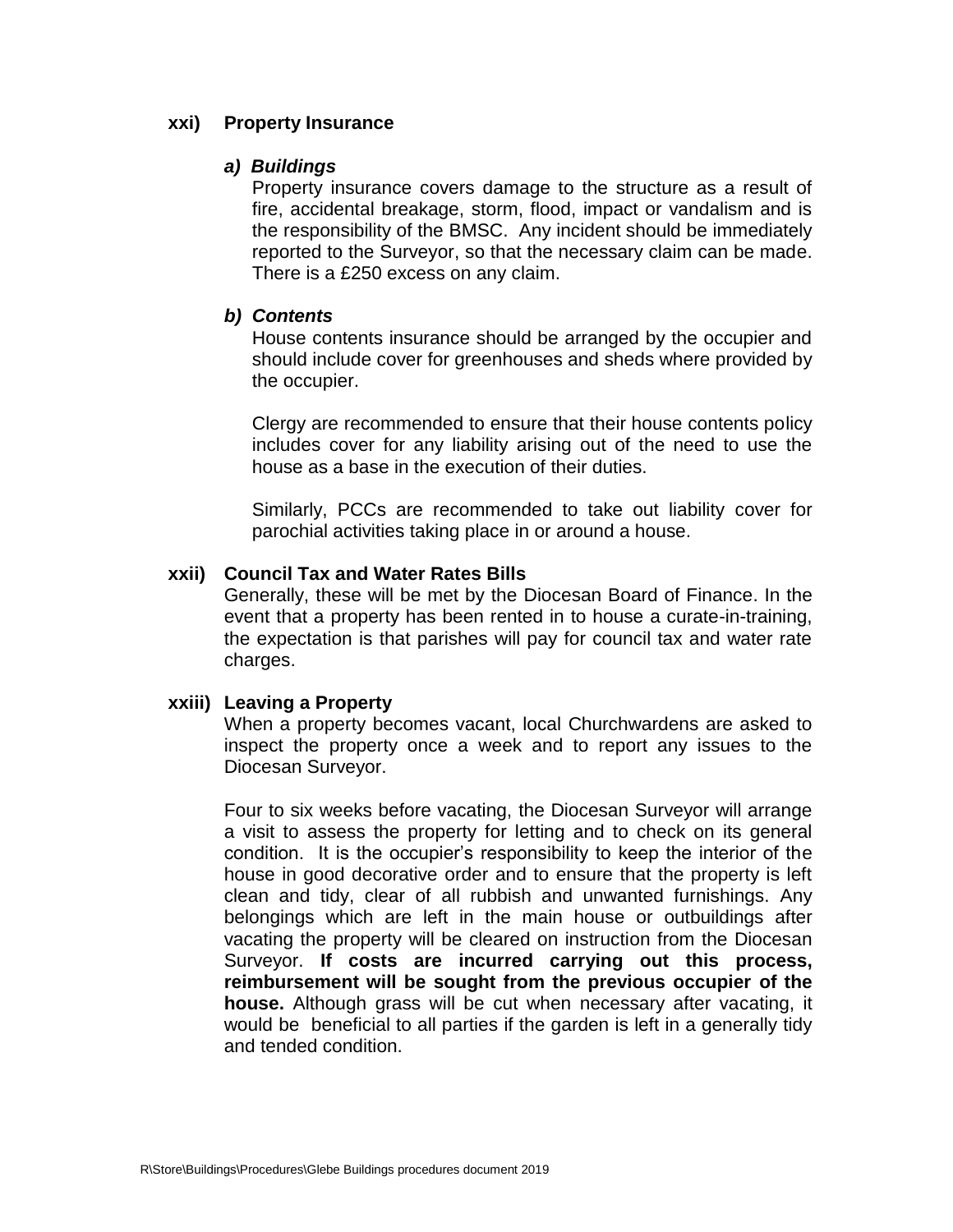### xxi) Property Insurance

#### *a) Buildings*

Property insurance covers damage to the structure as a result of fire, accidental breakage, storm, flood, impact or vandalism and is the responsibility of the BMSC. Any incident should be immediately reported to the Surveyor, so that the necessary claim can be made. There is a £250 excess on any claim.

#### *b) Contents*

House contents insurance should be arranged by the occupier and should include cover for greenhouses and sheds where provided by the occupier.

Clergy are recommended to ensure that their house contents policy includes cover for any liability arising out of the need to use the house as a base in the execution of their duties.

Similarly, PCCs are recommended to take out liability cover for parochial activities taking place in or around a house.

### xxii) Council Tax and Water Rates Bills

Generally, these will be met by the Diocesan Board of Finance. In the event that a property has been rented in to house a curate-in-training, the expectation is that parishes will pay for council tax and water rate charges.

### xxiii) Leaving a Property

When a property becomes vacant, local Churchwardens are asked to inspect the property once a week and to report any issues to the Diocesan Surveyor.

Four to six weeks before vacating, the Diocesan Surveyor will arrange a visit to assess the property for letting and to check on its general condition. It is the occupier's responsibility to keep the interior of the house in good decorative order and to ensure that the property is left clean and tidy, clear of all rubbish and unwanted furnishings. Any belongings which are left in the main house or outbuildings after vacating the property will be cleared on instruction from the Diocesan Surveyor. **If costs are incurred carrying out this process, reimbursement will be sought from the previous occupier of the house.** Although grass will be cut when necessary after vacating, it would be beneficial to all parties if the garden is left in a generally tidy and tended condition.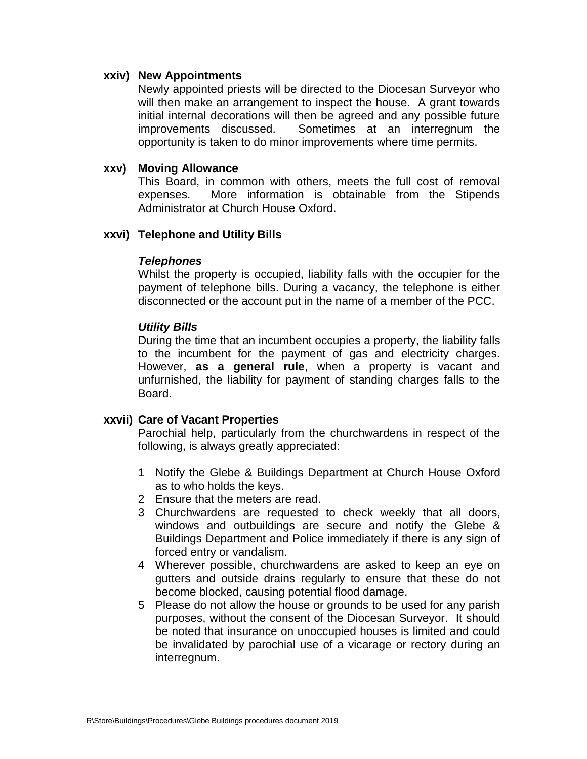**xxiv) New Appointments**

Newly appointed priests will be directed to the Diocesan Surveyor who will then make an arrangement to inspect the house. A grant towards initial internal decorations will then be agreed and any possible future improvements discussed. Sometimes at an interregnum the opportunity is taken to do minor improvements where time permits.

**xxv) Moving Allowance**

This Board, in common with others, meets the full cost of removal expenses. More information is obtainable from the Stipends Administrator at Church House Oxford.

**xxvi) Telephone and Utility Bills**

***Telephones***

Whilst the property is occupied, liability falls with the occupier for the payment of telephone bills. During a vacancy, the telephone is either disconnected or the account put in the name of a member of the PCC.

***Utility Bills***

During the time that an incumbent occupies a property, the liability falls to the incumbent for the payment of gas and electricity charges. However, **as a general rule**, when a property is vacant and unfurnished, the liability for payment of standing charges falls to the Board.

**xxvii) Care of Vacant Properties**

Parochial help, particularly from the churchwardens in respect of the following, is always greatly appreciated:

1. Notify the Glebe & Buildings Department at Church House Oxford as to who holds the keys.
2. Ensure that the meters are read.
3. Churchwardens are requested to check weekly that all doors, windows and outbuildings are secure and notify the Glebe & Buildings Department and Police immediately if there is any sign of forced entry or vandalism.
4. Wherever possible, churchwardens are asked to keep an eye on gutters and outside drains regularly to ensure that these do not become blocked, causing potential flood damage.
5. Please do not allow the house or grounds to be used for any parish purposes, without the consent of the Diocesan Surveyor. It should be noted that insurance on unoccupied houses is limited and could be invalidated by parochial use of a vicarage or rectory during an interregnum.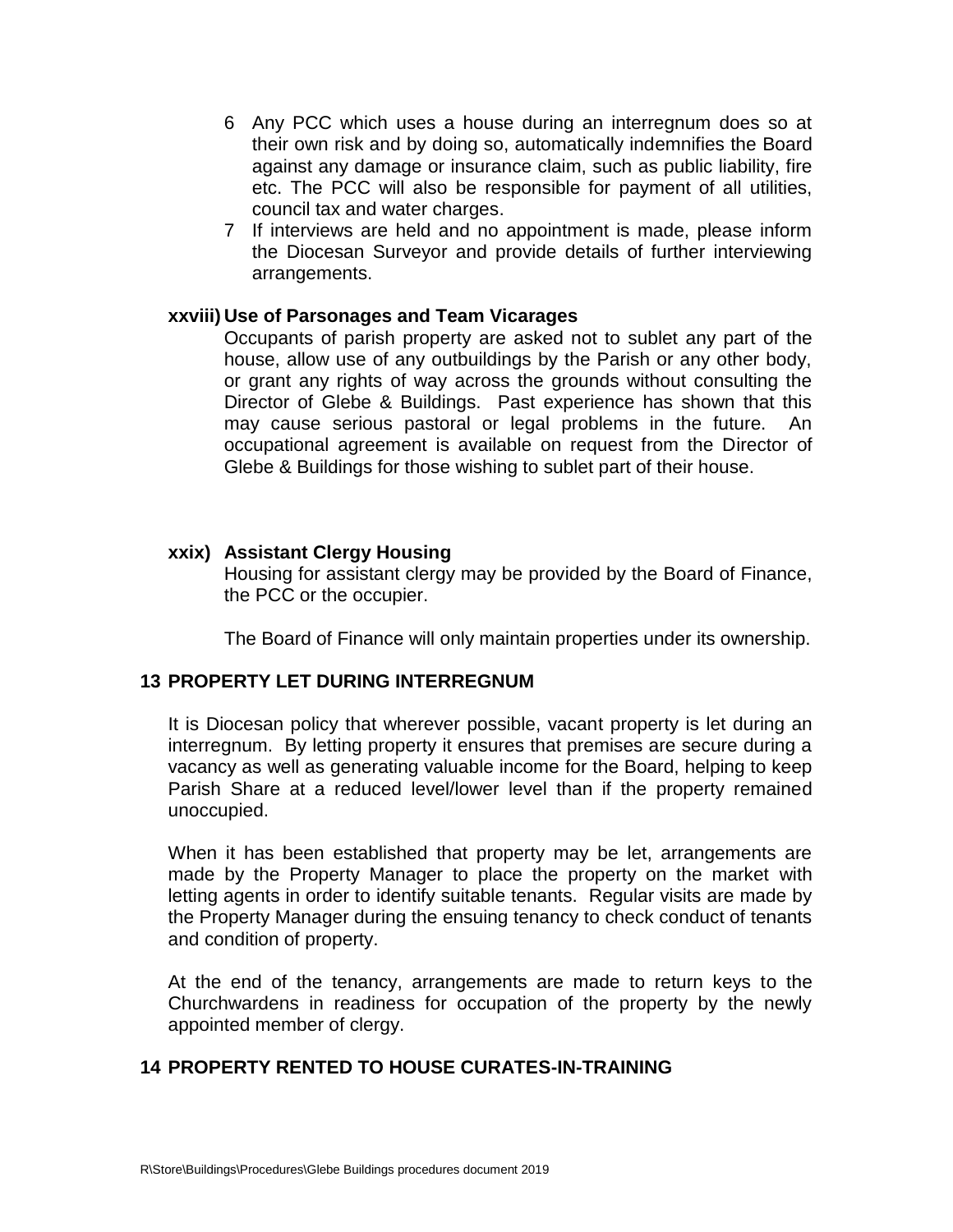6. Any PCC which uses a house during an interregnum does so at their own risk and by doing so, automatically indemnifies the Board against any damage or insurance claim, such as public liability, fire etc. The PCC will also be responsible for payment of all utilities, council tax and water charges.
7. If interviews are held and no appointment is made, please inform the Diocesan Surveyor and provide details of further interviewing arrangements.

**xxviii) Use of Parsonages and Team Vicarages**

Occupants of parish property are asked not to sublet any part of the house, allow use of any outbuildings by the Parish or any other body, or grant any rights of way across the grounds without consulting the Director of Glebe & Buildings. Past experience has shown that this may cause serious pastoral or legal problems in the future. An occupational agreement is available on request from the Director of Glebe & Buildings for those wishing to sublet part of their house.

**xxix) Assistant Clergy Housing**

Housing for assistant clergy may be provided by the Board of Finance, the PCC or the occupier.

The Board of Finance will only maintain properties under its ownership.

## 13 PROPERTY LET DURING INTERREGNUM

It is Diocesan policy that wherever possible, vacant property is let during an interregnum. By letting property it ensures that premises are secure during a vacancy as well as generating valuable income for the Board, helping to keep Parish Share at a reduced level/lower level than if the property remained unoccupied.

When it has been established that property may be let, arrangements are made by the Property Manager to place the property on the market with letting agents in order to identify suitable tenants. Regular visits are made by the Property Manager during the ensuing tenancy to check conduct of tenants and condition of property.

At the end of the tenancy, arrangements are made to return keys to the Churchwardens in readiness for occupation of the property by the newly appointed member of clergy.

## 14 PROPERTY RENTED TO HOUSE CURATES-IN-TRAINING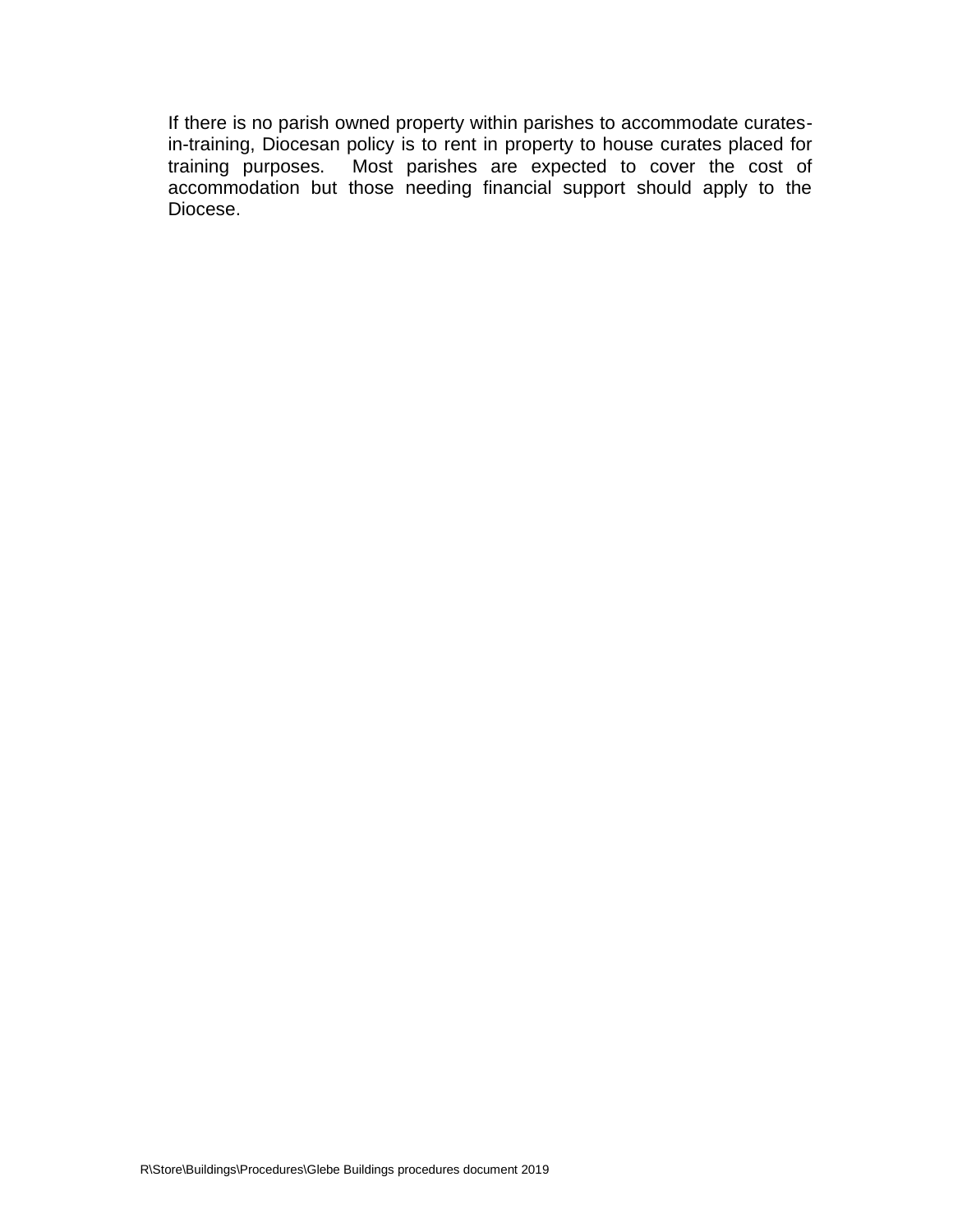If there is no parish owned property within parishes to accommodate curates-in-training, Diocesan policy is to rent in property to house curates placed for training purposes. Most parishes are expected to cover the cost of accommodation but those needing financial support should apply to the Diocese.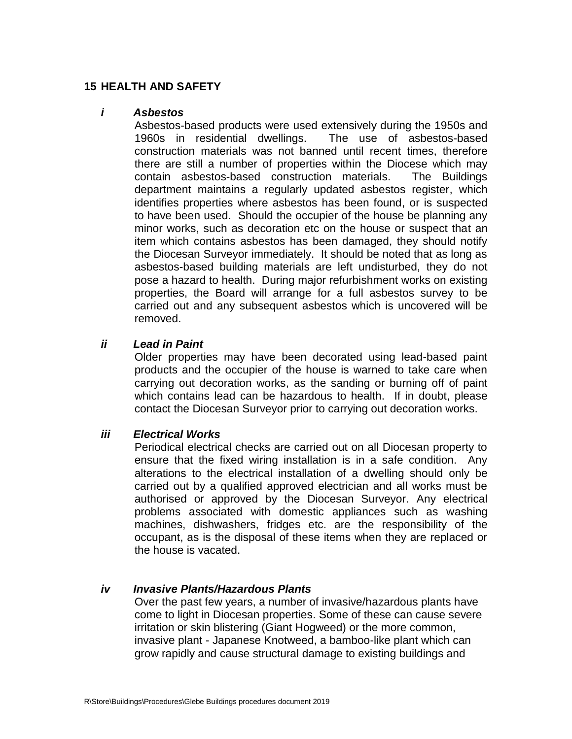## 15 HEALTH AND SAFETY

### *i Asbestos*

Asbestos-based products were used extensively during the 1950s and 1960s in residential dwellings. The use of asbestos-based construction materials was not banned until recent times, therefore there are still a number of properties within the Diocese which may contain asbestos-based construction materials. The Buildings department maintains a regularly updated asbestos register, which identifies properties where asbestos has been found, or is suspected to have been used. Should the occupier of the house be planning any minor works, such as decoration etc on the house or suspect that an item which contains asbestos has been damaged, they should notify the Diocesan Surveyor immediately. It should be noted that as long as asbestos-based building materials are left undisturbed, they do not pose a hazard to health. During major refurbishment works on existing properties, the Board will arrange for a full asbestos survey to be carried out and any subsequent asbestos which is uncovered will be removed.

### *ii Lead in Paint*

Older properties may have been decorated using lead-based paint products and the occupier of the house is warned to take care when carrying out decoration works, as the sanding or burning off of paint which contains lead can be hazardous to health. If in doubt, please contact the Diocesan Surveyor prior to carrying out decoration works.

### *iii Electrical Works*

Periodical electrical checks are carried out on all Diocesan property to ensure that the fixed wiring installation is in a safe condition. Any alterations to the electrical installation of a dwelling should only be carried out by a qualified approved electrician and all works must be authorised or approved by the Diocesan Surveyor. Any electrical problems associated with domestic appliances such as washing machines, dishwashers, fridges etc. are the responsibility of the occupant, as is the disposal of these items when they are replaced or the house is vacated.

### *iv Invasive Plants/Hazardous Plants*

Over the past few years, a number of invasive/hazardous plants have come to light in Diocesan properties. Some of these can cause severe irritation or skin blistering (Giant Hogweed) or the more common, invasive plant - Japanese Knotweed, a bamboo-like plant which can grow rapidly and cause structural damage to existing buildings and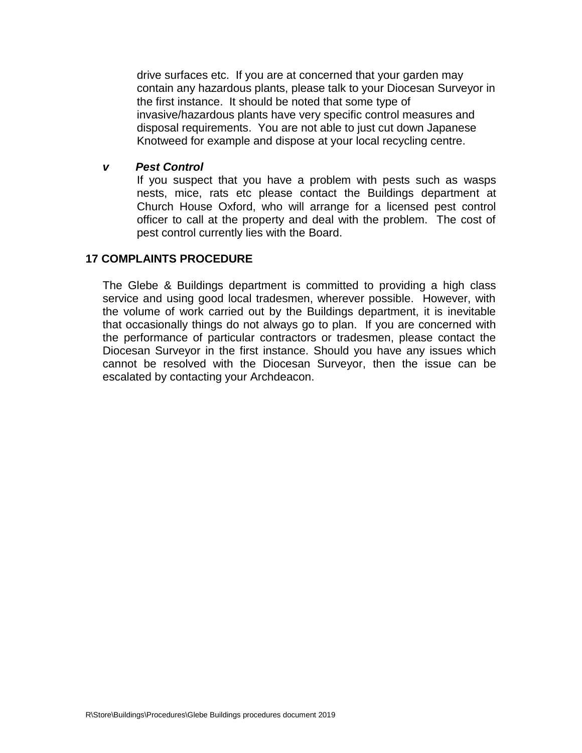drive surfaces etc. If you are at concerned that your garden may contain any hazardous plants, please talk to your Diocesan Surveyor in the first instance. It should be noted that some type of invasive/hazardous plants have very specific control measures and disposal requirements. You are not able to just cut down Japanese Knotweed for example and dispose at your local recycling centre.

***v Pest Control***

If you suspect that you have a problem with pests such as wasps nests, mice, rats etc please contact the Buildings department at Church House Oxford, who will arrange for a licensed pest control officer to call at the property and deal with the problem. The cost of pest control currently lies with the Board.

## 17 COMPLAINTS PROCEDURE

The Glebe & Buildings department is committed to providing a high class service and using good local tradesmen, wherever possible. However, with the volume of work carried out by the Buildings department, it is inevitable that occasionally things do not always go to plan. If you are concerned with the performance of particular contractors or tradesmen, please contact the Diocesan Surveyor in the first instance. Should you have any issues which cannot be resolved with the Diocesan Surveyor, then the issue can be escalated by contacting your Archdeacon.